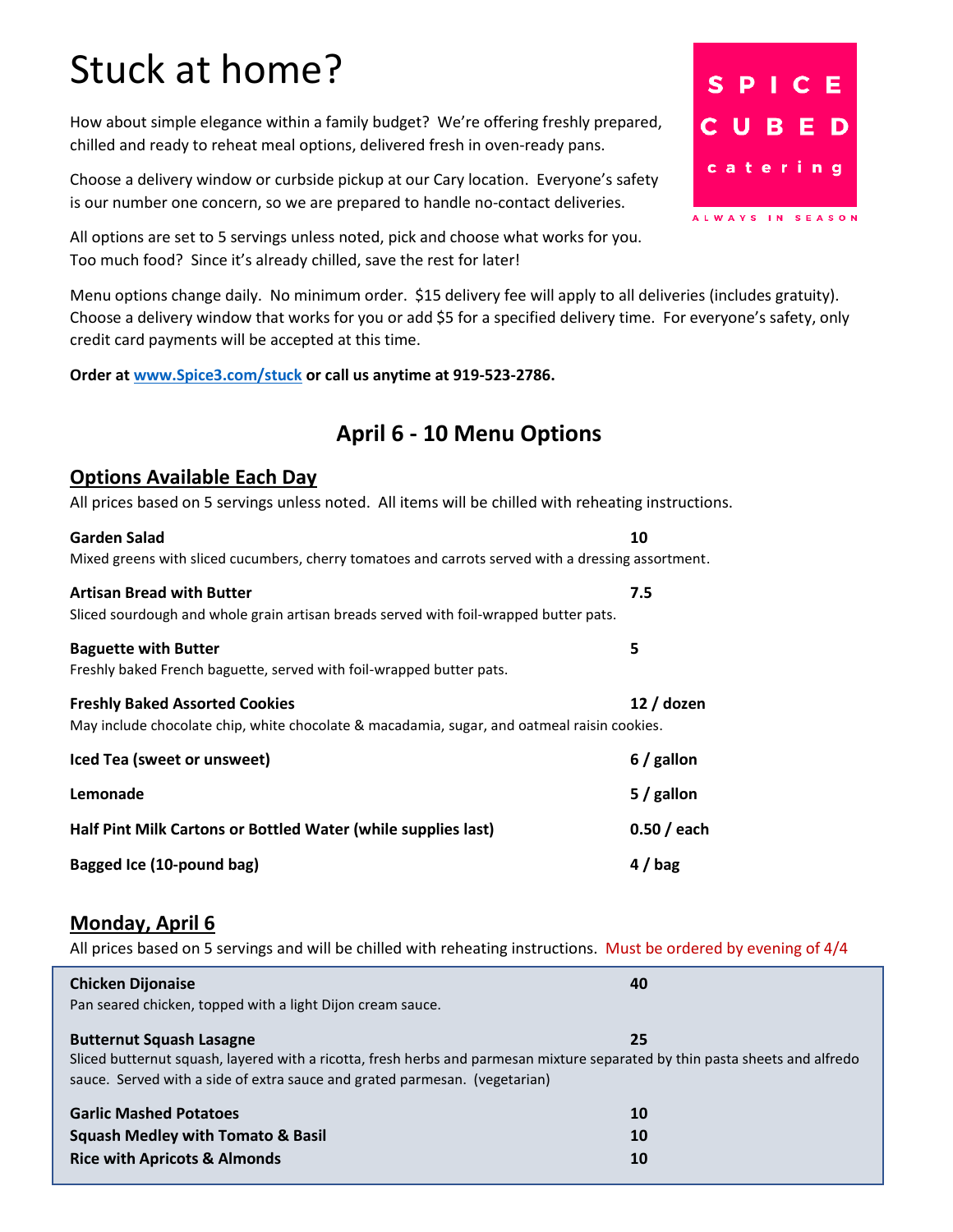# Stuck at home?

SPICE CUBED catering

ALWAYS IN SEASON

How about simple elegance within a family budget? We're offering freshly prepared, chilled and ready to reheat meal options, delivered fresh in oven-ready pans.

Choose a delivery window or curbside pickup at our Cary location. Everyone's safety is our number one concern, so we are prepared to handle no-contact deliveries.

All options are set to 5 servings unless noted, pick and choose what works for you. Too much food? Since it's already chilled, save the rest for later!

Menu options change daily. No minimum order. $15 delivery fee will apply to all deliveries (includes gratuity). Choose a delivery window that works for you or add $5 for a specified delivery time. For everyone's safety, only credit card payments will be accepted at this time.

**Order at [www.Spice3.com/stuck](www.Spice3.com/stuck) or call us anytime at 919-523-2786.**

## April 6 - 10 Menu Options

### Options Available Each Day

All prices based on 5 servings unless noted. All items will be chilled with reheating instructions.

**Garden Salad** — 10
Mixed greens with sliced cucumbers, cherry tomatoes and carrots served with a dressing assortment.

**Artisan Bread with Butter** — 7.5
Sliced sourdough and whole grain artisan breads served with foil-wrapped butter pats.

**Baguette with Butter** — 5
Freshly baked French baguette, served with foil-wrapped butter pats.

**Freshly Baked Assorted Cookies** — **12 / dozen**
May include chocolate chip, white chocolate & macadamia, sugar, and oatmeal raisin cookies.

**Iced Tea (sweet or unsweet)** — **6 / gallon**

**Lemonade** — **5 / gallon**

**Half Pint Milk Cartons or Bottled Water (while supplies last)** — **0.50 / each**

**Bagged Ice (10-pound bag)** — **4 / bag**

### Monday, April 6

All prices based on 5 servings and will be chilled with reheating instructions. Must be ordered by evening of 4/4

**Chicken Dijonaise** — 40
Pan seared chicken, topped with a light Dijon cream sauce.

**Butternut Squash Lasagne** — 25
Sliced butternut squash, layered with a ricotta, fresh herbs and parmesan mixture separated by thin pasta sheets and alfredo sauce. Served with a side of extra sauce and grated parmesan. (vegetarian)

**Garlic Mashed Potatoes** — 10
**Squash Medley with Tomato & Basil** — 10
**Rice with Apricots & Almonds** — 10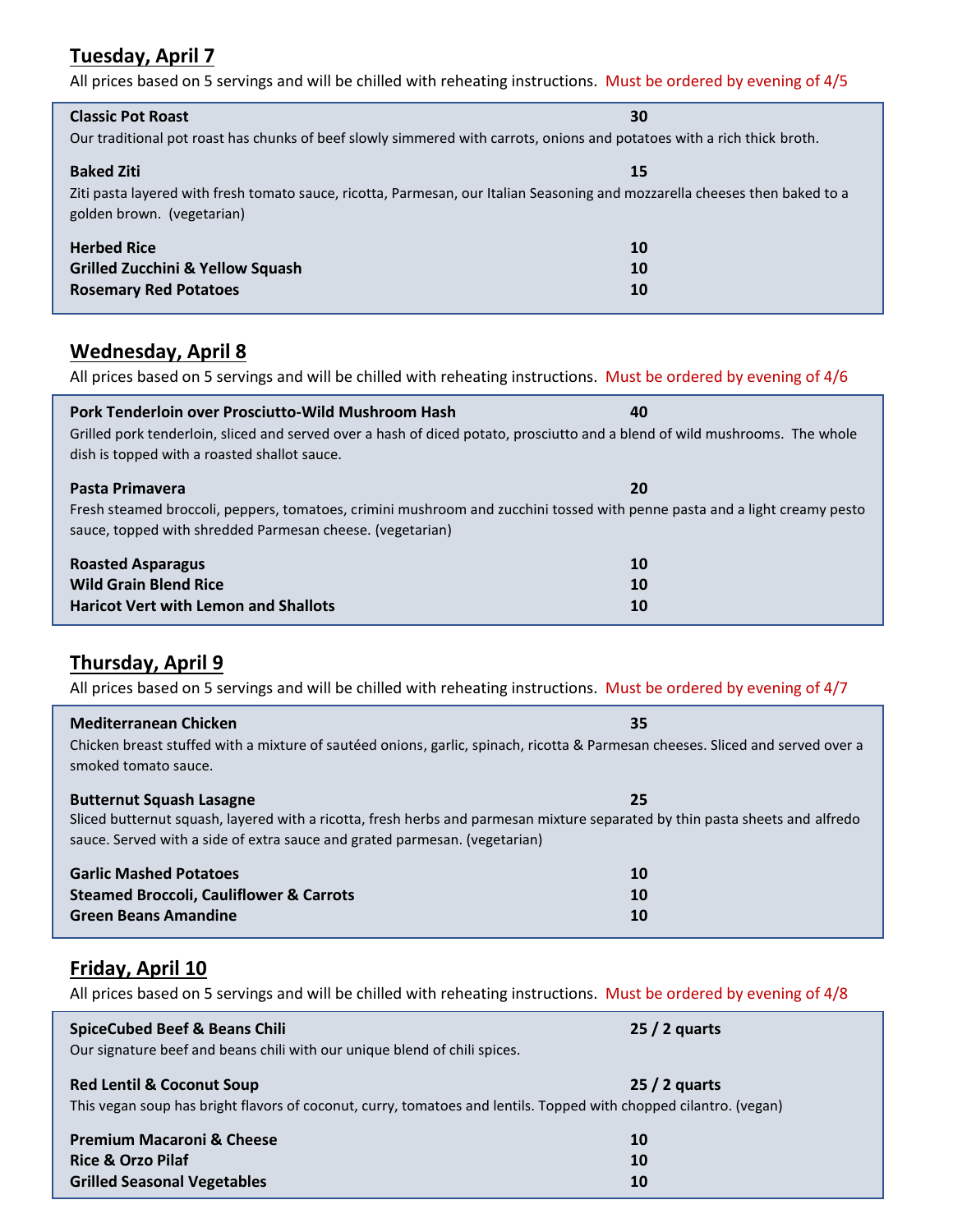## Tuesday, April 7

All prices based on 5 servings and will be chilled with reheating instructions. Must be ordered by evening of 4/5

**Classic Pot Roast** **30**

Our traditional pot roast has chunks of beef slowly simmered with carrots, onions and potatoes with a rich thick broth.

**Baked Ziti** **15**

Ziti pasta layered with fresh tomato sauce, ricotta, Parmesan, our Italian Seasoning and mozzarella cheeses then baked to a golden brown. (vegetarian)

| | |
|---|---|
| **Herbed Rice** | **10** |
| **Grilled Zucchini & Yellow Squash** | **10** |
| **Rosemary Red Potatoes** | **10** |

## Wednesday, April 8

All prices based on 5 servings and will be chilled with reheating instructions. Must be ordered by evening of 4/6

**Pork Tenderloin over Prosciutto-Wild Mushroom Hash** **40**

Grilled pork tenderloin, sliced and served over a hash of diced potato, prosciutto and a blend of wild mushrooms. The whole dish is topped with a roasted shallot sauce.

**Pasta Primavera** **20**

Fresh steamed broccoli, peppers, tomatoes, crimini mushroom and zucchini tossed with penne pasta and a light creamy pesto sauce, topped with shredded Parmesan cheese. (vegetarian)

| | |
|---|---|
| **Roasted Asparagus** | **10** |
| **Wild Grain Blend Rice** | **10** |
| **Haricot Vert with Lemon and Shallots** | **10** |

## Thursday, April 9

All prices based on 5 servings and will be chilled with reheating instructions. Must be ordered by evening of 4/7

**Mediterranean Chicken** **35**

Chicken breast stuffed with a mixture of sautéed onions, garlic, spinach, ricotta & Parmesan cheeses. Sliced and served over a smoked tomato sauce.

**Butternut Squash Lasagne** **25**

Sliced butternut squash, layered with a ricotta, fresh herbs and parmesan mixture separated by thin pasta sheets and alfredo sauce. Served with a side of extra sauce and grated parmesan. (vegetarian)

| | |
|---|---|
| **Garlic Mashed Potatoes** | **10** |
| **Steamed Broccoli, Cauliflower & Carrots** | **10** |
| **Green Beans Amandine** | **10** |

## Friday, April 10

All prices based on 5 servings and will be chilled with reheating instructions. Must be ordered by evening of 4/8

**SpiceCubed Beef & Beans Chili** **25 / 2 quarts**

Our signature beef and beans chili with our unique blend of chili spices.

**Red Lentil & Coconut Soup** **25 / 2 quarts**

This vegan soup has bright flavors of coconut, curry, tomatoes and lentils. Topped with chopped cilantro. (vegan)

| | |
|---|---|
| **Premium Macaroni & Cheese** | **10** |
| **Rice & Orzo Pilaf** | **10** |
| **Grilled Seasonal Vegetables** | **10** |